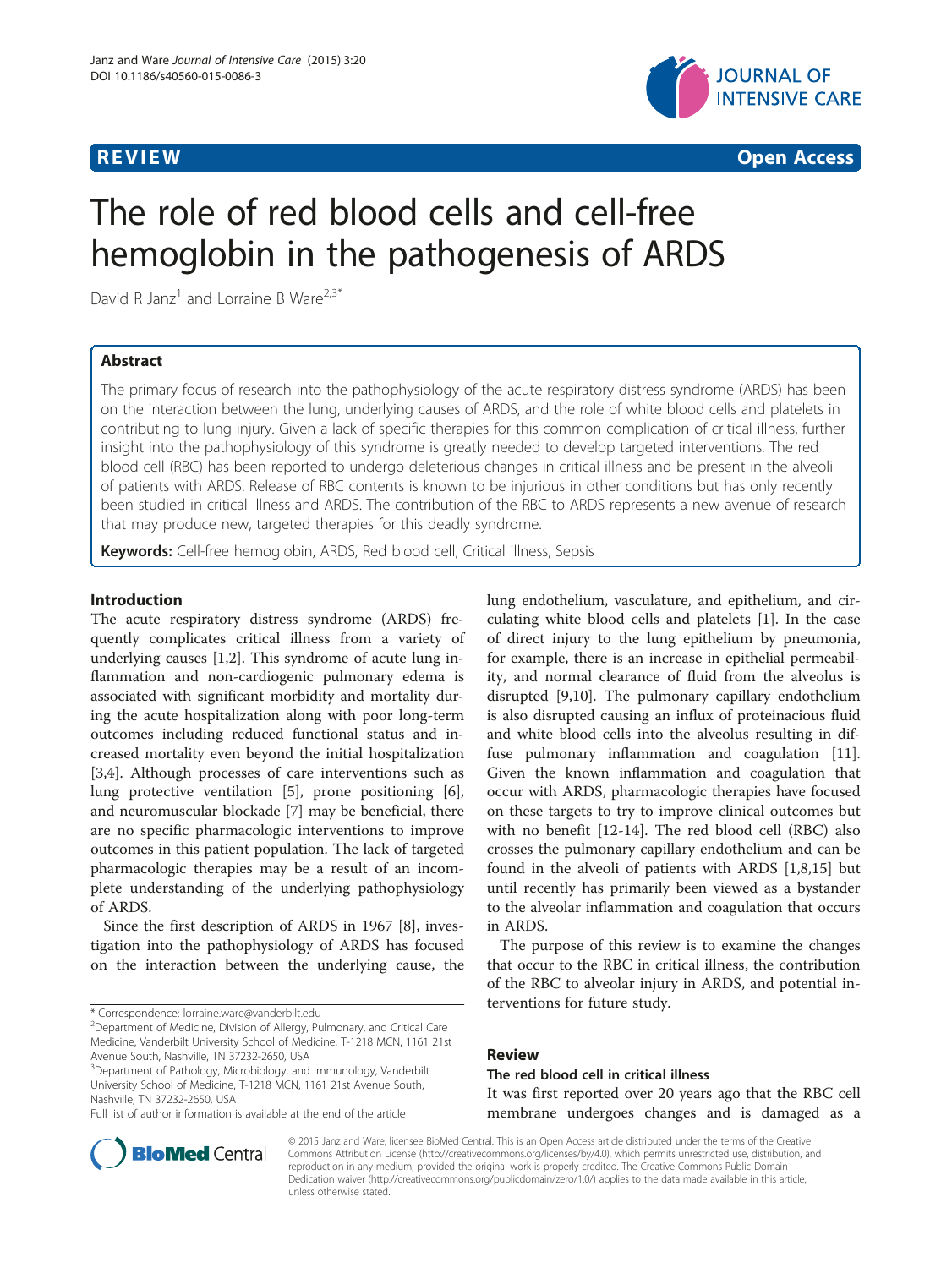REVIEW | Open Access

# The role of red blood cells and cell-free hemoglobin in the pathogenesis of ARDS

David R Janz[1] and Lorraine B Ware[2,3*]

## Abstract

The primary focus of research into the pathophysiology of the acute respiratory distress syndrome (ARDS) has been on the interaction between the lung, underlying causes of ARDS, and the role of white blood cells and platelets in contributing to lung injury. Given a lack of specific therapies for this common complication of critical illness, further insight into the pathophysiology of this syndrome is greatly needed to develop targeted interventions. The red blood cell (RBC) has been reported to undergo deleterious changes in critical illness and be present in the alveoli of patients with ARDS. Release of RBC contents is known to be injurious in other conditions but has only recently been studied in critical illness and ARDS. The contribution of the RBC to ARDS represents a new avenue of research that may produce new, targeted therapies for this deadly syndrome.

**Keywords:** Cell-free hemoglobin, ARDS, Red blood cell, Critical illness, Sepsis

## Introduction

The acute respiratory distress syndrome (ARDS) frequently complicates critical illness from a variety of underlying causes [1,2]. This syndrome of acute lung inflammation and non-cardiogenic pulmonary edema is associated with significant morbidity and mortality during the acute hospitalization along with poor long-term outcomes including reduced functional status and increased mortality even beyond the initial hospitalization [3,4]. Although processes of care interventions such as lung protective ventilation [5], prone positioning [6], and neuromuscular blockade [7] may be beneficial, there are no specific pharmacologic interventions to improve outcomes in this patient population. The lack of targeted pharmacologic therapies may be a result of an incomplete understanding of the underlying pathophysiology of ARDS.

Since the first description of ARDS in 1967 [8], investigation into the pathophysiology of ARDS has focused on the interaction between the underlying cause, the lung endothelium, vasculature, and epithelium, and circulating white blood cells and platelets [1]. In the case of direct injury to the lung epithelium by pneumonia, for example, there is an increase in epithelial permeability, and normal clearance of fluid from the alveolus is disrupted [9,10]. The pulmonary capillary endothelium is also disrupted causing an influx of proteinacious fluid and white blood cells into the alveolus resulting in diffuse pulmonary inflammation and coagulation [11]. Given the known inflammation and coagulation that occur with ARDS, pharmacologic therapies have focused on these targets to try to improve clinical outcomes but with no benefit [12-14]. The red blood cell (RBC) also crosses the pulmonary capillary endothelium and can be found in the alveoli of patients with ARDS [1,8,15] but until recently has primarily been viewed as a bystander to the alveolar inflammation and coagulation that occurs in ARDS.

The purpose of this review is to examine the changes that occur to the RBC in critical illness, the contribution of the RBC to alveolar injury in ARDS, and potential interventions for future study.

## Review

### The red blood cell in critical illness

It was first reported over 20 years ago that the RBC cell membrane undergoes changes and is damaged as a

\* Correspondence: lorraine.ware@vanderbilt.edu
[2]Department of Medicine, Division of Allergy, Pulmonary, and Critical Care Medicine, Vanderbilt University School of Medicine, T-1218 MCN, 1161 21st Avenue South, Nashville, TN 37232-2650, USA
[3]Department of Pathology, Microbiology, and Immunology, Vanderbilt University School of Medicine, T-1218 MCN, 1161 21st Avenue South, Nashville, TN 37232-2650, USA
Full list of author information is available at the end of the article

© 2015 Janz and Ware; licensee BioMed Central. This is an Open Access article distributed under the terms of the Creative Commons Attribution License (http://creativecommons.org/licenses/by/4.0), which permits unrestricted use, distribution, and reproduction in any medium, provided the original work is properly credited. The Creative Commons Public Domain Dedication waiver (http://creativecommons.org/publicdomain/zero/1.0/) applies to the data made available in this article, unless otherwise stated.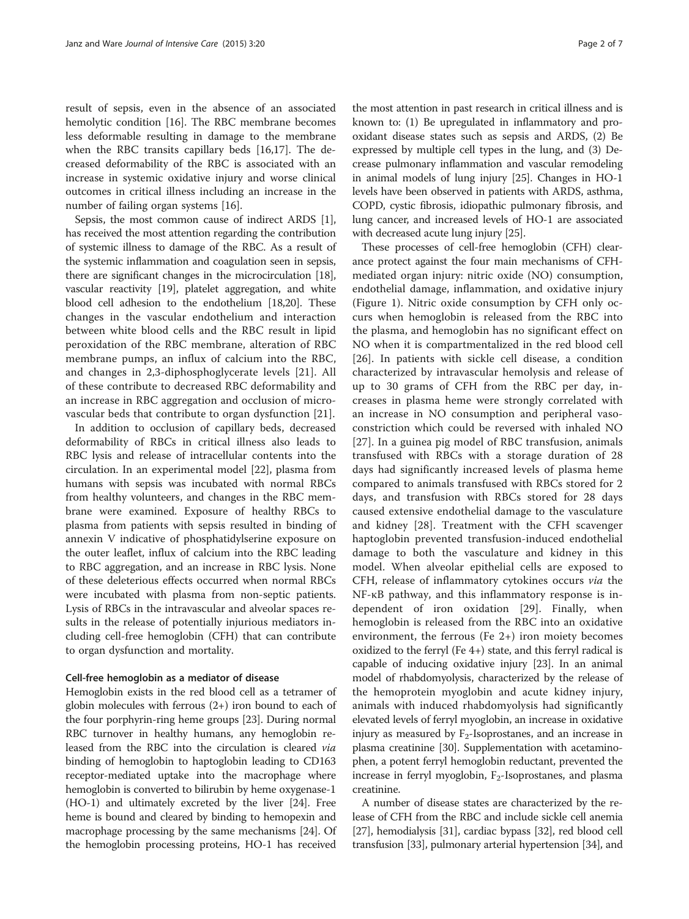result of sepsis, even in the absence of an associated hemolytic condition [16]. The RBC membrane becomes less deformable resulting in damage to the membrane when the RBC transits capillary beds [16,17]. The decreased deformability of the RBC is associated with an increase in systemic oxidative injury and worse clinical outcomes in critical illness including an increase in the number of failing organ systems [16].

Sepsis, the most common cause of indirect ARDS [1], has received the most attention regarding the contribution of systemic illness to damage of the RBC. As a result of the systemic inflammation and coagulation seen in sepsis, there are significant changes in the microcirculation [18], vascular reactivity [19], platelet aggregation, and white blood cell adhesion to the endothelium [18,20]. These changes in the vascular endothelium and interaction between white blood cells and the RBC result in lipid peroxidation of the RBC membrane, alteration of RBC membrane pumps, an influx of calcium into the RBC, and changes in 2,3-diphosphoglycerate levels [21]. All of these contribute to decreased RBC deformability and an increase in RBC aggregation and occlusion of microvascular beds that contribute to organ dysfunction [21].

In addition to occlusion of capillary beds, decreased deformability of RBCs in critical illness also leads to RBC lysis and release of intracellular contents into the circulation. In an experimental model [22], plasma from humans with sepsis was incubated with normal RBCs from healthy volunteers, and changes in the RBC membrane were examined. Exposure of healthy RBCs to plasma from patients with sepsis resulted in binding of annexin V indicative of phosphatidylserine exposure on the outer leaflet, influx of calcium into the RBC leading to RBC aggregation, and an increase in RBC lysis. None of these deleterious effects occurred when normal RBCs were incubated with plasma from non-septic patients. Lysis of RBCs in the intravascular and alveolar spaces results in the release of potentially injurious mediators including cell-free hemoglobin (CFH) that can contribute to organ dysfunction and mortality.

### Cell-free hemoglobin as a mediator of disease

Hemoglobin exists in the red blood cell as a tetramer of globin molecules with ferrous (2+) iron bound to each of the four porphyrin-ring heme groups [23]. During normal RBC turnover in healthy humans, any hemoglobin released from the RBC into the circulation is cleared *via* binding of hemoglobin to haptoglobin leading to CD163 receptor-mediated uptake into the macrophage where hemoglobin is converted to bilirubin by heme oxygenase-1 (HO-1) and ultimately excreted by the liver [24]. Free heme is bound and cleared by binding to hemopexin and macrophage processing by the same mechanisms [24]. Of the hemoglobin processing proteins, HO-1 has received the most attention in past research in critical illness and is known to: (1) Be upregulated in inflammatory and pro-oxidant disease states such as sepsis and ARDS, (2) Be expressed by multiple cell types in the lung, and (3) Decrease pulmonary inflammation and vascular remodeling in animal models of lung injury [25]. Changes in HO-1 levels have been observed in patients with ARDS, asthma, COPD, cystic fibrosis, idiopathic pulmonary fibrosis, and lung cancer, and increased levels of HO-1 are associated with decreased acute lung injury [25].

These processes of cell-free hemoglobin (CFH) clearance protect against the four main mechanisms of CFH-mediated organ injury: nitric oxide (NO) consumption, endothelial damage, inflammation, and oxidative injury (Figure 1). Nitric oxide consumption by CFH only occurs when hemoglobin is released from the RBC into the plasma, and hemoglobin has no significant effect on NO when it is compartmentalized in the red blood cell [26]. In patients with sickle cell disease, a condition characterized by intravascular hemolysis and release of up to 30 grams of CFH from the RBC per day, increases in plasma heme were strongly correlated with an increase in NO consumption and peripheral vasoconstriction which could be reversed with inhaled NO [27]. In a guinea pig model of RBC transfusion, animals transfused with RBCs with a storage duration of 28 days had significantly increased levels of plasma heme compared to animals transfused with RBCs stored for 2 days, and transfusion with RBCs stored for 28 days caused extensive endothelial damage to the vasculature and kidney [28]. Treatment with the CFH scavenger haptoglobin prevented transfusion-induced endothelial damage to both the vasculature and kidney in this model. When alveolar epithelial cells are exposed to CFH, release of inflammatory cytokines occurs *via* the NF-κB pathway, and this inflammatory response is independent of iron oxidation [29]. Finally, when hemoglobin is released from the RBC into an oxidative environment, the ferrous ($Fe^{2+}$) iron moiety becomes oxidized to the ferryl ($Fe^{4+}$) state, and this ferryl radical is capable of inducing oxidative injury [23]. In an animal model of rhabdomyolysis, characterized by the release of the hemoprotein myoglobin and acute kidney injury, animals with induced rhabdomyolysis had significantly elevated levels of ferryl myoglobin, an increase in oxidative injury as measured by $F_2$-Isoprostanes, and an increase in plasma creatinine [30]. Supplementation with acetaminophen, a potent ferryl hemoglobin reductant, prevented the increase in ferryl myoglobin, $F_2$-Isoprostanes, and plasma creatinine.

A number of disease states are characterized by the release of CFH from the RBC and include sickle cell anemia [27], hemodialysis [31], cardiac bypass [32], red blood cell transfusion [33], pulmonary arterial hypertension [34], and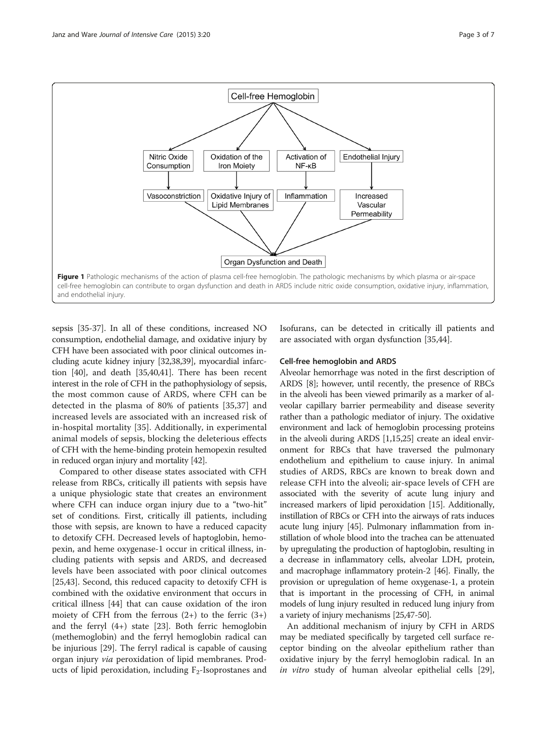**Figure 1** Pathologic mechanisms of the action of plasma cell-free hemoglobin. The pathologic mechanisms by which plasma or air-space cell-free hemoglobin can contribute to organ dysfunction and death in ARDS include nitric oxide consumption, oxidative injury, inflammation, and endothelial injury.

sepsis [35-37]. In all of these conditions, increased NO consumption, endothelial damage, and oxidative injury by CFH have been associated with poor clinical outcomes including acute kidney injury [32,38,39], myocardial infarction [40], and death [35,40,41]. There has been recent interest in the role of CFH in the pathophysiology of sepsis, the most common cause of ARDS, where CFH can be detected in the plasma of 80% of patients [35,37] and increased levels are associated with an increased risk of in-hospital mortality [35]. Additionally, in experimental animal models of sepsis, blocking the deleterious effects of CFH with the heme-binding protein hemopexin resulted in reduced organ injury and mortality [42].

Compared to other disease states associated with CFH release from RBCs, critically ill patients with sepsis have a unique physiologic state that creates an environment where CFH can induce organ injury due to a "two-hit" set of conditions. First, critically ill patients, including those with sepsis, are known to have a reduced capacity to detoxify CFH. Decreased levels of haptoglobin, hemopexin, and heme oxygenase-1 occur in critical illness, including patients with sepsis and ARDS, and decreased levels have been associated with poor clinical outcomes [25,43]. Second, this reduced capacity to detoxify CFH is combined with the oxidative environment that occurs in critical illness [44] that can cause oxidation of the iron moiety of CFH from the ferrous (2+) to the ferric (3+) and the ferryl (4+) state [23]. Both ferric hemoglobin (methemoglobin) and the ferryl hemoglobin radical can be injurious [29]. The ferryl radical is capable of causing organ injury *via* peroxidation of lipid membranes. Products of lipid peroxidation, including $F_2$-Isoprostanes and Isofurans, can be detected in critically ill patients and are associated with organ dysfunction [35,44].

### Cell-free hemoglobin and ARDS

Alveolar hemorrhage was noted in the first description of ARDS [8]; however, until recently, the presence of RBCs in the alveoli has been viewed primarily as a marker of alveolar capillary barrier permeability and disease severity rather than a pathologic mediator of injury. The oxidative environment and lack of hemoglobin processing proteins in the alveoli during ARDS [1,15,25] create an ideal environment for RBCs that have traversed the pulmonary endothelium and epithelium to cause injury. In animal studies of ARDS, RBCs are known to break down and release CFH into the alveoli; air-space levels of CFH are associated with the severity of acute lung injury and increased markers of lipid peroxidation [15]. Additionally, instillation of RBCs or CFH into the airways of rats induces acute lung injury [45]. Pulmonary inflammation from instillation of whole blood into the trachea can be attenuated by upregulating the production of haptoglobin, resulting in a decrease in inflammatory cells, alveolar LDH, protein, and macrophage inflammatory protein-2 [46]. Finally, the provision or upregulation of heme oxygenase-1, a protein that is important in the processing of CFH, in animal models of lung injury resulted in reduced lung injury from a variety of injury mechanisms [25,47-50].

An additional mechanism of injury by CFH in ARDS may be mediated specifically by targeted cell surface receptor binding on the alveolar epithelium rather than oxidative injury by the ferryl hemoglobin radical. In an *in vitro* study of human alveolar epithelial cells [29],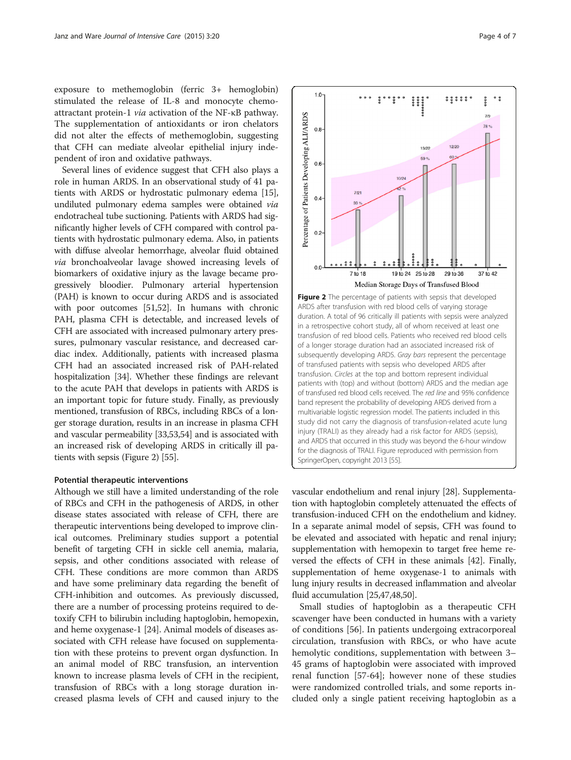exposure to methemoglobin (ferric 3+ hemoglobin) stimulated the release of IL-8 and monocyte chemoattractant protein-1 *via* activation of the NF-κB pathway. The supplementation of antioxidants or iron chelators did not alter the effects of methemoglobin, suggesting that CFH can mediate alveolar epithelial injury independent of iron and oxidative pathways.

Several lines of evidence suggest that CFH also plays a role in human ARDS. In an observational study of 41 patients with ARDS or hydrostatic pulmonary edema [15], undiluted pulmonary edema samples were obtained *via* endotracheal tube suctioning. Patients with ARDS had significantly higher levels of CFH compared with control patients with hydrostatic pulmonary edema. Also, in patients with diffuse alveolar hemorrhage, alveolar fluid obtained *via* bronchoalveolar lavage showed increasing levels of biomarkers of oxidative injury as the lavage became progressively bloodier. Pulmonary arterial hypertension (PAH) is known to occur during ARDS and is associated with poor outcomes [51,52]. In humans with chronic PAH, plasma CFH is detectable, and increased levels of CFH are associated with increased pulmonary artery pressures, pulmonary vascular resistance, and decreased cardiac index. Additionally, patients with increased plasma CFH had an associated increased risk of PAH-related hospitalization [34]. Whether these findings are relevant to the acute PAH that develops in patients with ARDS is an important topic for future study. Finally, as previously mentioned, transfusion of RBCs, including RBCs of a longer storage duration, results in an increase in plasma CFH and vascular permeability [33,53,54] and is associated with an increased risk of developing ARDS in critically ill patients with sepsis (Figure 2) [55].

**Figure 2** The percentage of patients with sepsis that developed ARDS after transfusion with red blood cells of varying storage duration. A total of 96 critically ill patients with sepsis were analyzed in a retrospective cohort study, all of whom received at least one transfusion of red blood cells. Patients who received red blood cells of a longer storage duration had an associated increased risk of subsequently developing ARDS. *Gray bars* represent the percentage of transfused patients with sepsis who developed ARDS after transfusion. *Circles* at the top and bottom represent individual patients with (top) and without (bottom) ARDS and the median age of transfused red blood cells received. The *red line* and 95% confidence band represent the probability of developing ARDS derived from a multivariable logistic regression model. The patients included in this study did not carry the diagnosis of transfusion-related acute lung injury (TRALI) as they already had a risk factor for ARDS (sepsis), and ARDS that occurred in this study was beyond the 6-hour window for the diagnosis of TRALI. Figure reproduced with permission from SpringerOpen, copyright 2013 [55].

### Potential therapeutic interventions

Although we still have a limited understanding of the role of RBCs and CFH in the pathogenesis of ARDS, in other disease states associated with release of CFH, there are therapeutic interventions being developed to improve clinical outcomes. Preliminary studies support a potential benefit of targeting CFH in sickle cell anemia, malaria, sepsis, and other conditions associated with release of CFH. These conditions are more common than ARDS and have some preliminary data regarding the benefit of CFH-inhibition and outcomes. As previously discussed, there are a number of processing proteins required to detoxify CFH to bilirubin including haptoglobin, hemopexin, and heme oxygenase-1 [24]. Animal models of diseases associated with CFH release have focused on supplementation with these proteins to prevent organ dysfunction. In an animal model of RBC transfusion, an intervention known to increase plasma levels of CFH in the recipient, transfusion of RBCs with a long storage duration increased plasma levels of CFH and caused injury to the vascular endothelium and renal injury [28]. Supplementation with haptoglobin completely attenuated the effects of transfusion-induced CFH on the endothelium and kidney. In a separate animal model of sepsis, CFH was found to be elevated and associated with hepatic and renal injury; supplementation with hemopexin to target free heme reversed the effects of CFH in these animals [42]. Finally, supplementation of heme oxygenase-1 to animals with lung injury results in decreased inflammation and alveolar fluid accumulation [25,47,48,50].

Small studies of haptoglobin as a therapeutic CFH scavenger have been conducted in humans with a variety of conditions [56]. In patients undergoing extracorporeal circulation, transfusion with RBCs, or who have acute hemolytic conditions, supplementation with between 3–45 grams of haptoglobin were associated with improved renal function [57-64]; however none of these studies were randomized controlled trials, and some reports included only a single patient receiving haptoglobin as a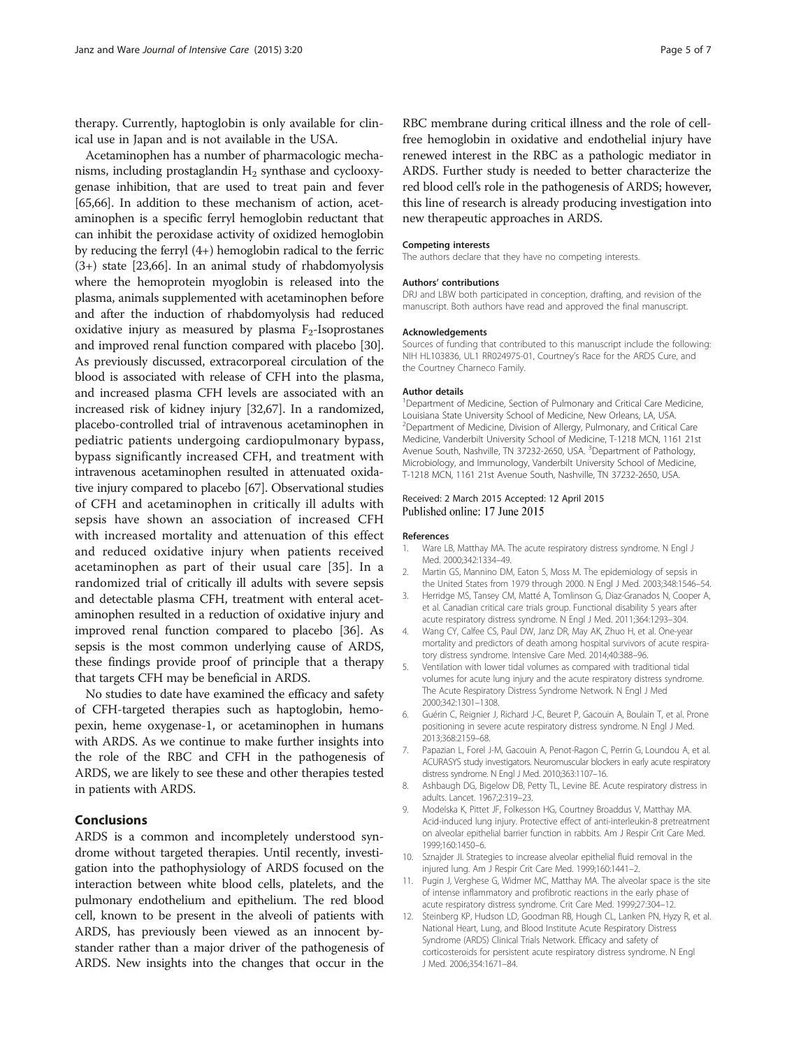therapy. Currently, haptoglobin is only available for clinical use in Japan and is not available in the USA.

Acetaminophen has a number of pharmacologic mechanisms, including prostaglandin $H_2$ synthase and cyclooxygenase inhibition, that are used to treat pain and fever [65,66]. In addition to these mechanism of action, acetaminophen is a specific ferryl hemoglobin reductant that can inhibit the peroxidase activity of oxidized hemoglobin by reducing the ferryl (4+) hemoglobin radical to the ferric (3+) state [23,66]. In an animal study of rhabdomyolysis where the hemoprotein myoglobin is released into the plasma, animals supplemented with acetaminophen before and after the induction of rhabdomyolysis had reduced oxidative injury as measured by plasma $F_2$-Isoprostanes and improved renal function compared with placebo [30]. As previously discussed, extracorporeal circulation of the blood is associated with release of CFH into the plasma, and increased plasma CFH levels are associated with an increased risk of kidney injury [32,67]. In a randomized, placebo-controlled trial of intravenous acetaminophen in pediatric patients undergoing cardiopulmonary bypass, bypass significantly increased CFH, and treatment with intravenous acetaminophen resulted in attenuated oxidative injury compared to placebo [67]. Observational studies of CFH and acetaminophen in critically ill adults with sepsis have shown an association of increased CFH with increased mortality and attenuation of this effect and reduced oxidative injury when patients received acetaminophen as part of their usual care [35]. In a randomized trial of critically ill adults with severe sepsis and detectable plasma CFH, treatment with enteral acetaminophen resulted in a reduction of oxidative injury and improved renal function compared to placebo [36]. As sepsis is the most common underlying cause of ARDS, these findings provide proof of principle that a therapy that targets CFH may be beneficial in ARDS.

No studies to date have examined the efficacy and safety of CFH-targeted therapies such as haptoglobin, hemopexin, heme oxygenase-1, or acetaminophen in humans with ARDS. As we continue to make further insights into the role of the RBC and CFH in the pathogenesis of ARDS, we are likely to see these and other therapies tested in patients with ARDS.

## Conclusions

ARDS is a common and incompletely understood syndrome without targeted therapies. Until recently, investigation into the pathophysiology of ARDS focused on the interaction between white blood cells, platelets, and the pulmonary endothelium and epithelium. The red blood cell, known to be present in the alveoli of patients with ARDS, has previously been viewed as an innocent bystander rather than a major driver of the pathogenesis of ARDS. New insights into the changes that occur in the RBC membrane during critical illness and the role of cell-free hemoglobin in oxidative and endothelial injury have renewed interest in the RBC as a pathologic mediator in ARDS. Further study is needed to better characterize the red blood cell's role in the pathogenesis of ARDS; however, this line of research is already producing investigation into new therapeutic approaches in ARDS.

#### Competing interests

The authors declare that they have no competing interests.

#### Authors' contributions

DRJ and LBW both participated in conception, drafting, and revision of the manuscript. Both authors have read and approved the final manuscript.

#### Acknowledgements

Sources of funding that contributed to this manuscript include the following: NIH HL103836, UL1 RR024975-01, Courtney's Race for the ARDS Cure, and the Courtney Charneco Family.

#### Author details

[1]Department of Medicine, Section of Pulmonary and Critical Care Medicine, Louisiana State University School of Medicine, New Orleans, LA, USA. [2]Department of Medicine, Division of Allergy, Pulmonary, and Critical Care Medicine, Vanderbilt University School of Medicine, T-1218 MCN, 1161 21st Avenue South, Nashville, TN 37232-2650, USA. [3]Department of Pathology, Microbiology, and Immunology, Vanderbilt University School of Medicine, T-1218 MCN, 1161 21st Avenue South, Nashville, TN 37232-2650, USA.

Received: 2 March 2015 Accepted: 12 April 2015
Published online: 17 June 2015

#### References

1. Ware LB, Matthay MA. The acute respiratory distress syndrome. N Engl J Med. 2000;342:1334–49.
2. Martin GS, Mannino DM, Eaton S, Moss M. The epidemiology of sepsis in the United States from 1979 through 2000. N Engl J Med. 2003;348:1546–54.
3. Herridge MS, Tansey CM, Matté A, Tomlinson G, Diaz-Granados N, Cooper A, et al. Canadian critical care trials group. Functional disability 5 years after acute respiratory distress syndrome. N Engl J Med. 2011;364:1293–304.
4. Wang CY, Calfee CS, Paul DW, Janz DR, May AK, Zhuo H, et al. One-year mortality and predictors of death among hospital survivors of acute respiratory distress syndrome. Intensive Care Med. 2014;40:388–96.
5. Ventilation with lower tidal volumes as compared with traditional tidal volumes for acute lung injury and the acute respiratory distress syndrome. The Acute Respiratory Distress Syndrome Network. N Engl J Med 2000;342:1301–1308.
6. Guérin C, Reignier J, Richard J-C, Beuret P, Gacouin A, Boulain T, et al. Prone positioning in severe acute respiratory distress syndrome. N Engl J Med. 2013;368:2159–68.
7. Papazian L, Forel J-M, Gacouin A, Penot-Ragon C, Perrin G, Loundou A, et al. ACURASYS study investigators. Neuromuscular blockers in early acute respiratory distress syndrome. N Engl J Med. 2010;363:1107–16.
8. Ashbaugh DG, Bigelow DB, Petty TL, Levine BE. Acute respiratory distress in adults. Lancet. 1967;2:319–23.
9. Modelska K, Pittet JF, Folkesson HG, Courtney Broaddus V, Matthay MA. Acid-induced lung injury. Protective effect of anti-interleukin-8 pretreatment on alveolar epithelial barrier function in rabbits. Am J Respir Crit Care Med. 1999;160:1450–6.
10. Sznajder JI. Strategies to increase alveolar epithelial fluid removal in the injured lung. Am J Respir Crit Care Med. 1999;160:1441–2.
11. Pugin J, Verghese G, Widmer MC, Matthay MA. The alveolar space is the site of intense inflammatory and profibrotic reactions in the early phase of acute respiratory distress syndrome. Crit Care Med. 1999;27:304–12.
12. Steinberg KP, Hudson LD, Goodman RB, Hough CL, Lanken PN, Hyzy R, et al. National Heart, Lung, and Blood Institute Acute Respiratory Distress Syndrome (ARDS) Clinical Trials Network. Efficacy and safety of corticosteroids for persistent acute respiratory distress syndrome. N Engl J Med. 2006;354:1671–84.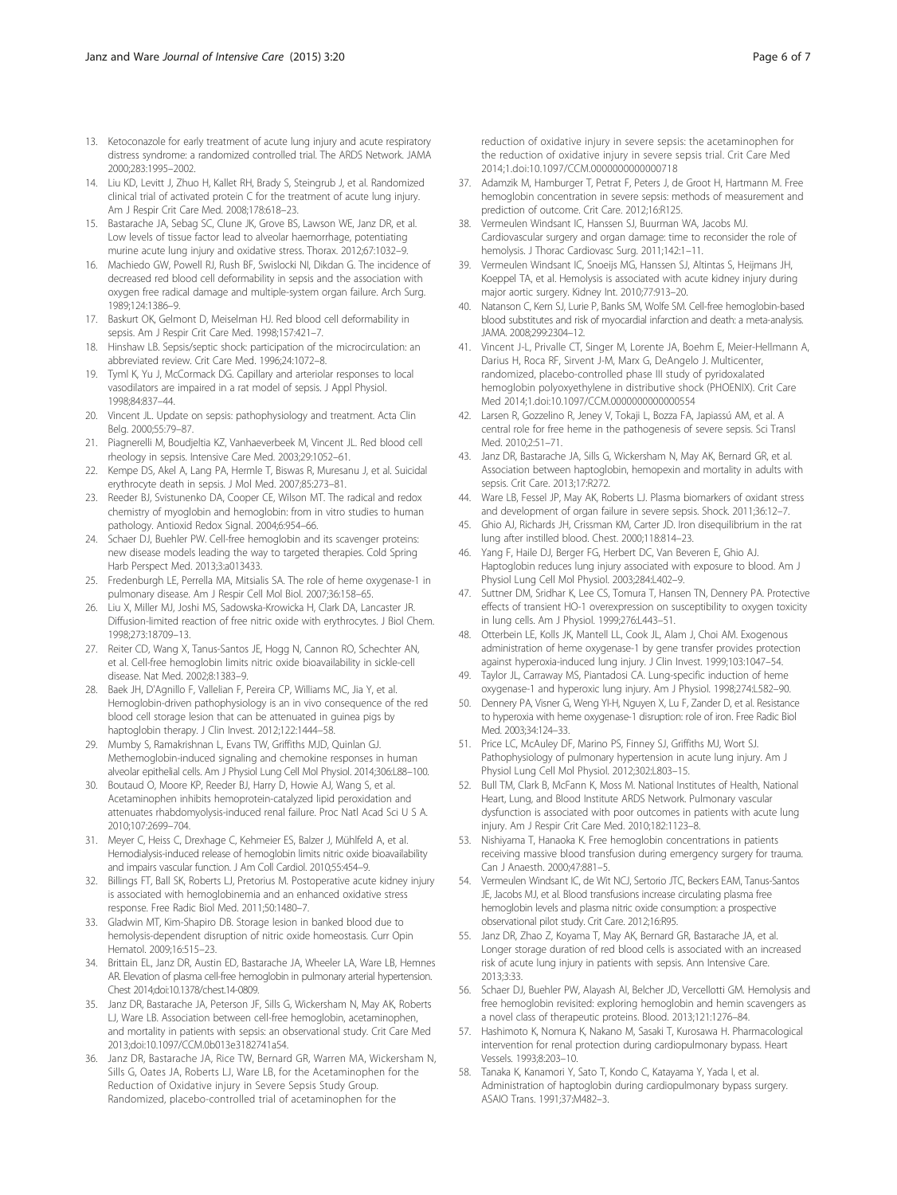13. Ketoconazole for early treatment of acute lung injury and acute respiratory distress syndrome: a randomized controlled trial. The ARDS Network. JAMA 2000;283:1995–2002.
14. Liu KD, Levitt J, Zhuo H, Kallet RH, Brady S, Steingrub J, et al. Randomized clinical trial of activated protein C for the treatment of acute lung injury. Am J Respir Crit Care Med. 2008;178:618–23.
15. Bastarache JA, Sebag SC, Clune JK, Grove BS, Lawson WE, Janz DR, et al. Low levels of tissue factor lead to alveolar haemorrhage, potentiating murine acute lung injury and oxidative stress. Thorax. 2012;67:1032–9.
16. Machiedo GW, Powell RJ, Rush BF, Swislocki NI, Dikdan G. The incidence of decreased red blood cell deformability in sepsis and the association with oxygen free radical damage and multiple-system organ failure. Arch Surg. 1989;124:1386–9.
17. Baskurt OK, Gelmont D, Meiselman HJ. Red blood cell deformability in sepsis. Am J Respir Crit Care Med. 1998;157:421–7.
18. Hinshaw LB. Sepsis/septic shock: participation of the microcirculation: an abbreviated review. Crit Care Med. 1996;24:1072–8.
19. Tyml K, Yu J, McCormack DG. Capillary and arteriolar responses to local vasodilators are impaired in a rat model of sepsis. J Appl Physiol. 1998;84:837–44.
20. Vincent JL. Update on sepsis: pathophysiology and treatment. Acta Clin Belg. 2000;55:79–87.
21. Piagnerelli M, Boudjeltia KZ, Vanhaeverbeek M, Vincent JL. Red blood cell rheology in sepsis. Intensive Care Med. 2003;29:1052–61.
22. Kempe DS, Akel A, Lang PA, Hermle T, Biswas R, Muresanu J, et al. Suicidal erythrocyte death in sepsis. J Mol Med. 2007;85:273–81.
23. Reeder BJ, Svistunenko DA, Cooper CE, Wilson MT. The radical and redox chemistry of myoglobin and hemoglobin: from in vitro studies to human pathology. Antioxid Redox Signal. 2004;6:954–66.
24. Schaer DJ, Buehler PW. Cell-free hemoglobin and its scavenger proteins: new disease models leading the way to targeted therapies. Cold Spring Harb Perspect Med. 2013;3:a013433.
25. Fredenburgh LE, Perrella MA, Mitsialis SA. The role of heme oxygenase-1 in pulmonary disease. Am J Respir Cell Mol Biol. 2007;36:158–65.
26. Liu X, Miller MJ, Joshi MS, Sadowska-Krowicka H, Clark DA, Lancaster JR. Diffusion-limited reaction of free nitric oxide with erythrocytes. J Biol Chem. 1998;273:18709–13.
27. Reiter CD, Wang X, Tanus-Santos JE, Hogg N, Cannon RO, Schechter AN, et al. Cell-free hemoglobin limits nitric oxide bioavailability in sickle-cell disease. Nat Med. 2002;8:1383–9.
28. Baek JH, D'Agnillo F, Vallelian F, Pereira CP, Williams MC, Jia Y, et al. Hemoglobin-driven pathophysiology is an in vivo consequence of the red blood cell storage lesion that can be attenuated in guinea pigs by haptoglobin therapy. J Clin Invest. 2012;122:1444–58.
29. Mumby S, Ramakrishnan L, Evans TW, Griffiths MJD, Quinlan GJ. Methemoglobin-induced signaling and chemokine responses in human alveolar epithelial cells. Am J Physiol Lung Cell Mol Physiol. 2014;306:L88–100.
30. Boutaud O, Moore KP, Reeder BJ, Harry D, Howie AJ, Wang S, et al. Acetaminophen inhibits hemoprotein-catalyzed lipid peroxidation and attenuates rhabdomyolysis-induced renal failure. Proc Natl Acad Sci U S A. 2010;107:2699–704.
31. Meyer C, Heiss C, Drexhage C, Kehmeier ES, Balzer J, Mühlfeld A, et al. Hemodialysis-induced release of hemoglobin limits nitric oxide bioavailability and impairs vascular function. J Am Coll Cardiol. 2010;55:454–9.
32. Billings FT, Ball SK, Roberts LJ, Pretorius M. Postoperative acute kidney injury is associated with hemoglobinemia and an enhanced oxidative stress response. Free Radic Biol Med. 2011;50:1480–7.
33. Gladwin MT, Kim-Shapiro DB. Storage lesion in banked blood due to hemolysis-dependent disruption of nitric oxide homeostasis. Curr Opin Hematol. 2009;16:515–23.
34. Brittain EL, Janz DR, Austin ED, Bastarache JA, Wheeler LA, Ware LB, Hemnes AR. Elevation of plasma cell-free hemoglobin in pulmonary arterial hypertension. Chest 2014;doi:10.1378/chest.14-0809.
35. Janz DR, Bastarache JA, Peterson JF, Sills G, Wickersham N, May AK, Roberts LJ, Ware LB. Association between cell-free hemoglobin, acetaminophen, and mortality in patients with sepsis: an observational study. Crit Care Med 2013;doi:10.1097/CCM.0b013e3182741a54.
36. Janz DR, Bastarache JA, Rice TW, Bernard GR, Warren MA, Wickersham N, Sills G, Oates JA, Roberts LJ, Ware LB, for the Acetaminophen for the Reduction of Oxidative injury in Severe Sepsis Study Group. Randomized, placebo-controlled trial of acetaminophen for the reduction of oxidative injury in severe sepsis: the acetaminophen for the reduction of oxidative injury in severe sepsis trial. Crit Care Med 2014;1.doi:10.1097/CCM.0000000000000718
37. Adamzik M, Hamburger T, Petrat F, Peters J, de Groot H, Hartmann M. Free hemoglobin concentration in severe sepsis: methods of measurement and prediction of outcome. Crit Care. 2012;16:R125.
38. Vermeulen Windsant IC, Hanssen SJ, Buurman WA, Jacobs MJ. Cardiovascular surgery and organ damage: time to reconsider the role of hemolysis. J Thorac Cardiovasc Surg. 2011;142:1–11.
39. Vermeulen Windsant IC, Snoeijs MG, Hanssen SJ, Altintas S, Heijmans JH, Koeppel TA, et al. Hemolysis is associated with acute kidney injury during major aortic surgery. Kidney Int. 2010;77:913–20.
40. Natanson C, Kern SJ, Lurie P, Banks SM, Wolfe SM. Cell-free hemoglobin-based blood substitutes and risk of myocardial infarction and death: a meta-analysis. JAMA. 2008;299:2304–12.
41. Vincent J-L, Privalle CT, Singer M, Lorente JA, Boehm E, Meier-Hellmann A, Darius H, Roca RF, Sirvent J-M, Marx G, DeAngelo J. Multicenter, randomized, placebo-controlled phase III study of pyridoxalated hemoglobin polyoxyethylene in distributive shock (PHOENIX). Crit Care Med 2014;1.doi:10.1097/CCM.0000000000000554
42. Larsen R, Gozzelino R, Jeney V, Tokaji L, Bozza FA, Japiassú AM, et al. A central role for free heme in the pathogenesis of severe sepsis. Sci Transl Med. 2010;2:51–71.
43. Janz DR, Bastarache JA, Sills G, Wickersham N, May AK, Bernard GR, et al. Association between haptoglobin, hemopexin and mortality in adults with sepsis. Crit Care. 2013;17:R272.
44. Ware LB, Fessel JP, May AK, Roberts LJ. Plasma biomarkers of oxidant stress and development of organ failure in severe sepsis. Shock. 2011;36:12–7.
45. Ghio AJ, Richards JH, Crissman KM, Carter JD. Iron disequilibrium in the rat lung after instilled blood. Chest. 2000;118:814–23.
46. Yang F, Haile DJ, Berger FG, Herbert DC, Van Beveren E, Ghio AJ. Haptoglobin reduces lung injury associated with exposure to blood. Am J Physiol Lung Cell Mol Physiol. 2003;284:L402–9.
47. Suttner DM, Sridhar K, Lee CS, Tomura T, Hansen TN, Dennery PA. Protective effects of transient HO-1 overexpression on susceptibility to oxygen toxicity in lung cells. Am J Physiol. 1999;276:L443–51.
48. Otterbein LE, Kolls JK, Mantell LL, Cook JL, Alam J, Choi AM. Exogenous administration of heme oxygenase-1 by gene transfer provides protection against hyperoxia-induced lung injury. J Clin Invest. 1999;103:1047–54.
49. Taylor JL, Carraway MS, Piantadosi CA. Lung-specific induction of heme oxygenase-1 and hyperoxic lung injury. Am J Physiol. 1998;274:L582–90.
50. Dennery PA, Visner G, Weng YI-H, Nguyen X, Lu F, Zander D, et al. Resistance to hyperoxia with heme oxygenase-1 disruption: role of iron. Free Radic Biol Med. 2003;34:124–33.
51. Price LC, McAuley DF, Marino PS, Finney SJ, Griffiths MJ, Wort SJ. Pathophysiology of pulmonary hypertension in acute lung injury. Am J Physiol Lung Cell Mol Physiol. 2012;302:L803–15.
52. Bull TM, Clark B, McFann K, Moss M. National Institutes of Health, National Heart, Lung, and Blood Institute ARDS Network. Pulmonary vascular dysfunction is associated with poor outcomes in patients with acute lung injury. Am J Respir Crit Care Med. 2010;182:1123–8.
53. Nishiyama T, Hanaoka K. Free hemoglobin concentrations in patients receiving massive blood transfusion during emergency surgery for trauma. Can J Anaesth. 2000;47:881–5.
54. Vermeulen Windsant IC, de Wit NCJ, Sertorio JTC, Beckers EAM, Tanus-Santos JE, Jacobs MJ, et al. Blood transfusions increase circulating plasma free hemoglobin levels and plasma nitric oxide consumption: a prospective observational pilot study. Crit Care. 2012;16:R95.
55. Janz DR, Zhao Z, Koyama T, May AK, Bernard GR, Bastarache JA, et al. Longer storage duration of red blood cells is associated with an increased risk of acute lung injury in patients with sepsis. Ann Intensive Care. 2013;3:33.
56. Schaer DJ, Buehler PW, Alayash AI, Belcher JD, Vercellotti GM. Hemolysis and free hemoglobin revisited: exploring hemoglobin and hemin scavengers as a novel class of therapeutic proteins. Blood. 2013;121:1276–84.
57. Hashimoto K, Nomura K, Nakano M, Sasaki T, Kurosawa H. Pharmacological intervention for renal protection during cardiopulmonary bypass. Heart Vessels. 1993;8:203–10.
58. Tanaka K, Kanamori Y, Sato T, Kondo C, Katayama Y, Yada I, et al. Administration of haptoglobin during cardiopulmonary bypass surgery. ASAIO Trans. 1991;37:M482–3.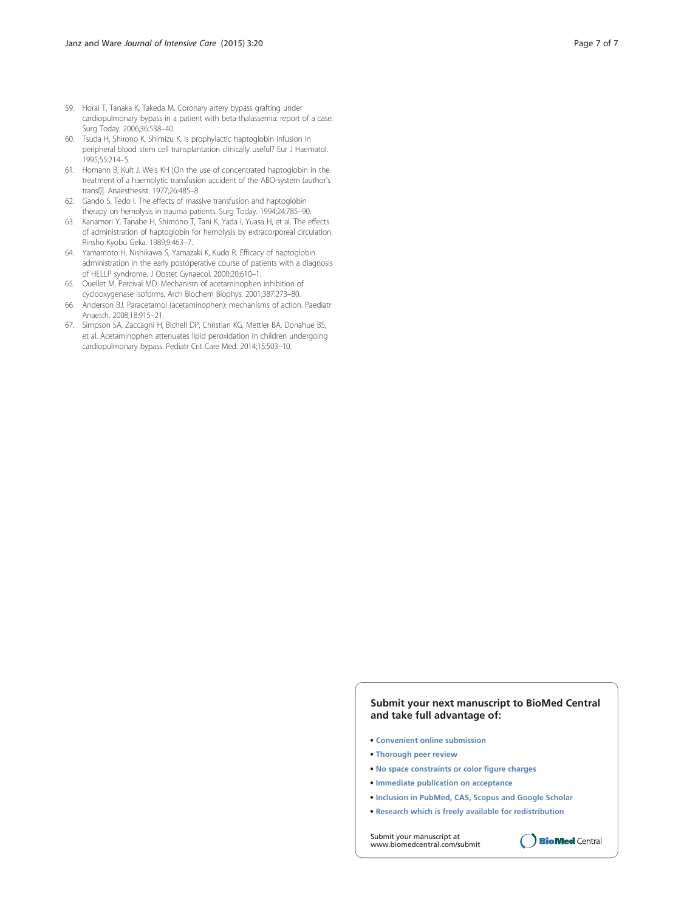59. Horai T, Tanaka K, Takeda M. Coronary artery bypass grafting under cardiopulmonary bypass in a patient with beta-thalassemia: report of a case. Surg Today. 2006;36:538–40.
60. Tsuda H, Shirono K, Shimizu K. Is prophylactic haptoglobin infusion in peripheral blood stem cell transplantation clinically useful? Eur J Haematol. 1995;55:214–5.
61. Homann B, Kult J. Weis KH [On the use of concentrated haptoglobin in the treatment of a haemolytic transfusion accident of the ABO-system (author's transl)]. Anaesthesist. 1977;26:485–8.
62. Gando S, Tedo I. The effects of massive transfusion and haptoglobin therapy on hemolysis in trauma patients. Surg Today. 1994;24:785–90.
63. Kanamori Y, Tanabe H, Shimono T, Tani K, Yada I, Yuasa H, et al. The effects of administration of haptoglobin for hemolysis by extracorporeal circulation. Rinsho Kyobu Geka. 1989;9:463–7.
64. Yamamoto H, Nishikawa S, Yamazaki K, Kudo R. Efficacy of haptoglobin administration in the early postoperative course of patients with a diagnosis of HELLP syndrome. J Obstet Gynaecol. 2000;20:610–1.
65. Ouellet M, Percival MD. Mechanism of acetaminophen inhibition of cyclooxygenase isoforms. Arch Biochem Biophys. 2001;387:273–80.
66. Anderson BJ. Paracetamol (acetaminophen): mechanisms of action. Paediatr Anaesth. 2008;18:915–21.
67. Simpson SA, Zaccagni H, Bichell DP, Christian KG, Mettler BA, Donahue BS, et al. Acetaminophen attenuates lipid peroxidation in children undergoing cardiopulmonary bypass. Pediatr Crit Care Med. 2014;15:503–10.

**Submit your next manuscript to BioMed Central and take full advantage of:**

- **Convenient online submission**
- **Thorough peer review**
- **No space constraints or color figure charges**
- **Immediate publication on acceptance**
- **Inclusion in PubMed, CAS, Scopus and Google Scholar**
- **Research which is freely available for redistribution**

Submit your manuscript at
www.biomedcentral.com/submit

BioMed Central